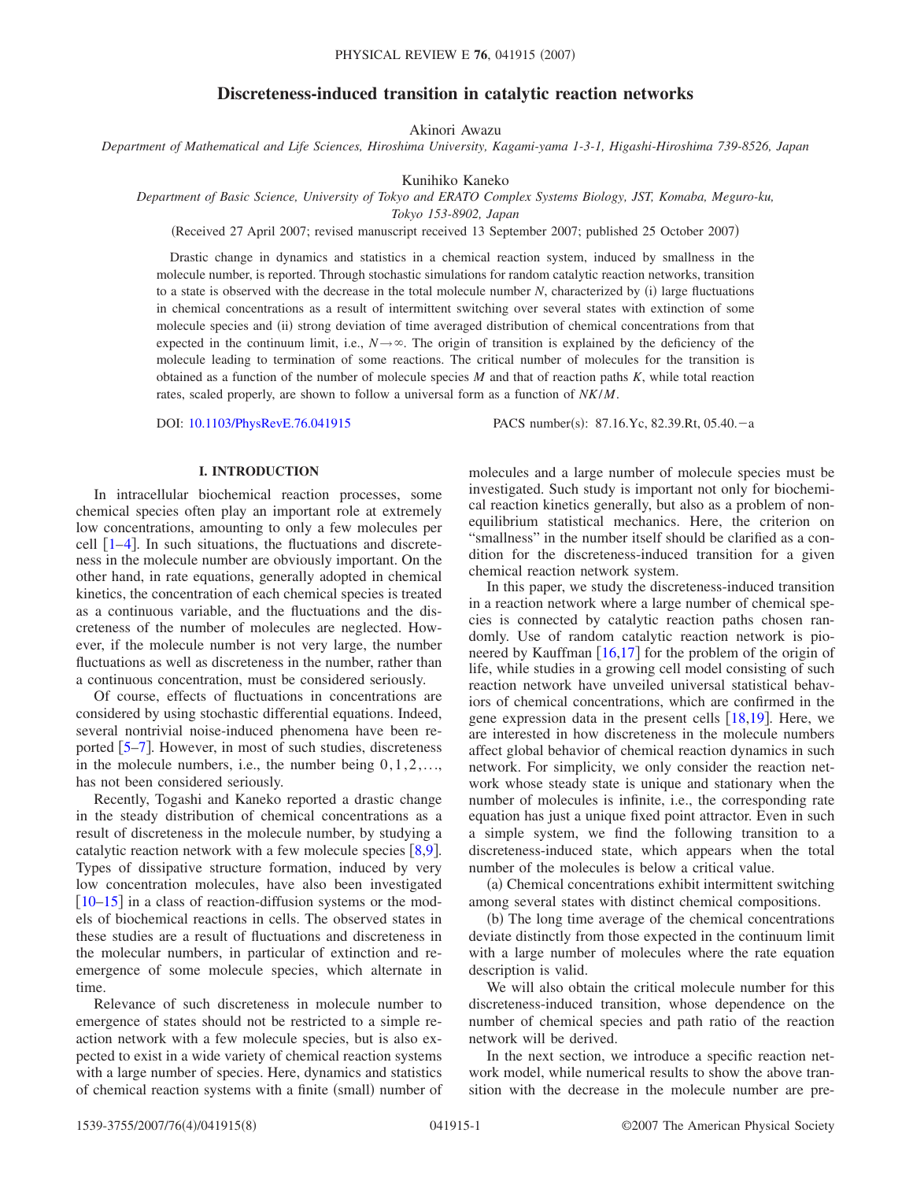# Discreteness-induced transition in catalytic reaction networks

Akinori Awazu

*Department of Mathematical and Life Sciences, Hiroshima University, Kagami-yama 1-3-1, Higashi-Hiroshima 739-8526, Japan*

Kunihiko Kaneko

*Department of Basic Science, University of Tokyo and ERATO Complex Systems Biology, JST, Komaba, Meguro-ku, Tokyo 153-8902, Japan*

(Received 27 April 2007; revised manuscript received 13 September 2007; published 25 October 2007)

Drastic change in dynamics and statistics in a chemical reaction system, induced by smallness in the molecule number, is reported. Through stochastic simulations for random catalytic reaction networks, transition to a state is observed with the decrease in the total molecule number $N$, characterized by (i) large fluctuations in chemical concentrations as a result of intermittent switching over several states with extinction of some molecule species and (ii) strong deviation of time averaged distribution of chemical concentrations from that expected in the continuum limit, i.e., $N \rightarrow \infty$. The origin of transition is explained by the deficiency of the molecule leading to termination of some reactions. The critical number of molecules for the transition is obtained as a function of the number of molecule species $M$ and that of reaction paths $K$, while total reaction rates, scaled properly, are shown to follow a universal form as a function of $NK/M$.

DOI: 10.1103/PhysRevE.76.041915 PACS number(s): 87.16.Yc, 82.39.Rt, 05.40.−a

## I. INTRODUCTION

In intracellular biochemical reaction processes, some chemical species often play an important role at extremely low concentrations, amounting to only a few molecules per cell [1–4]. In such situations, the fluctuations and discreteness in the molecule number are obviously important. On the other hand, in rate equations, generally adopted in chemical kinetics, the concentration of each chemical species is treated as a continuous variable, and the fluctuations and the discreteness of the number of molecules are neglected. However, if the molecule number is not very large, the number fluctuations as well as discreteness in the number, rather than a continuous concentration, must be considered seriously.

Of course, effects of fluctuations in concentrations are considered by using stochastic differential equations. Indeed, several nontrivial noise-induced phenomena have been reported [5–7]. However, in most of such studies, discreteness in the molecule numbers, i.e., the number being $0, 1, 2, \ldots$, has not been considered seriously.

Recently, Togashi and Kaneko reported a drastic change in the steady distribution of chemical concentrations as a result of discreteness in the molecule number, by studying a catalytic reaction network with a few molecule species [8,9]. Types of dissipative structure formation, induced by very low concentration molecules, have also been investigated [10–15] in a class of reaction-diffusion systems or the models of biochemical reactions in cells. The observed states in these studies are a result of fluctuations and discreteness in the molecular numbers, in particular of extinction and reemergence of some molecule species, which alternate in time.

Relevance of such discreteness in molecule number to emergence of states should not be restricted to a simple reaction network with a few molecule species, but is also expected to exist in a wide variety of chemical reaction systems with a large number of species. Here, dynamics and statistics of chemical reaction systems with a finite (small) number of molecules and a large number of molecule species must be investigated. Such study is important not only for biochemical reaction kinetics generally, but also as a problem of nonequilibrium statistical mechanics. Here, the criterion on "smallness" in the number itself should be clarified as a condition for the discreteness-induced transition for a given chemical reaction network system.

In this paper, we study the discreteness-induced transition in a reaction network where a large number of chemical species is connected by catalytic reaction paths chosen randomly. Use of random catalytic reaction network is pioneered by Kauffman [16,17] for the problem of the origin of life, while studies in a growing cell model consisting of such reaction network have unveiled universal statistical behaviors of chemical concentrations, which are confirmed in the gene expression data in the present cells [18,19]. Here, we are interested in how discreteness in the molecule numbers affect global behavior of chemical reaction dynamics in such network. For simplicity, we only consider the reaction network whose steady state is unique and stationary when the number of molecules is infinite, i.e., the corresponding rate equation has just a unique fixed point attractor. Even in such a simple system, we find the following transition to a discreteness-induced state, which appears when the total number of the molecules is below a critical value.

(a) Chemical concentrations exhibit intermittent switching among several states with distinct chemical compositions.

(b) The long time average of the chemical concentrations deviate distinctly from those expected in the continuum limit with a large number of molecules where the rate equation description is valid.

We will also obtain the critical molecule number for this discreteness-induced transition, whose dependence on the number of chemical species and path ratio of the reaction network will be derived.

In the next section, we introduce a specific reaction network model, while numerical results to show the above transition with the decrease in the molecule number are pre-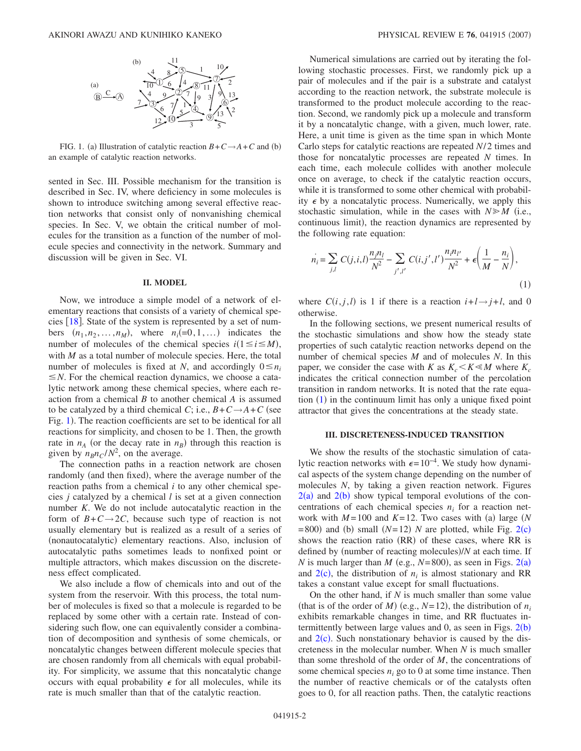FIG. 1. (a) Illustration of catalytic reaction $B+C\rightarrow A+C$ and (b) an example of catalytic reaction networks.

sented in Sec. III. Possible mechanism for the transition is described in Sec. IV, where deficiency in some molecules is shown to introduce switching among several effective reaction networks that consist only of nonvanishing chemical species. In Sec. V, we obtain the critical number of molecules for the transition as a function of the number of molecule species and connectivity in the network. Summary and discussion will be given in Sec. VI.

## II. MODEL

Now, we introduce a simple model of a network of elementary reactions that consists of a variety of chemical species [18]. State of the system is represented by a set of numbers $(n_1, n_2, \ldots, n_M)$, where $n_i(=0,1,\ldots)$ indicates the number of molecules of the chemical species $i(1 \le i \le M)$, with $M$ as a total number of molecule species. Here, the total number of molecules is fixed at $N$, and accordingly $0 \le n_i \le N$. For the chemical reaction dynamics, we choose a catalytic network among these chemical species, where each reaction from a chemical $B$ to another chemical $A$ is assumed to be catalyzed by a third chemical $C$; i.e., $B+C\rightarrow A+C$ (see Fig. 1). The reaction coefficients are set to be identical for all reactions for simplicity, and chosen to be 1. Then, the growth rate in $n_A$ (or the decay rate in $n_B$) through this reaction is given by $n_B n_C/N^2$, on the average.

The connection paths in a reaction network are chosen randomly (and then fixed), where the average number of the reaction paths from a chemical $i$ to any other chemical species $j$ catalyzed by a chemical $l$ is set at a given connection number $K$. We do not include autocatalytic reaction in the form of $B+C\rightarrow 2C$, because such type of reaction is not usually elementary but is realized as a result of a series of (nonautocatalytic) elementary reactions. Also, inclusion of autocatalytic paths sometimes leads to nonfixed point or multiple attractors, which makes discussion on the discreteness effect complicated.

We also include a flow of chemicals into and out of the system from the reservoir. With this process, the total number of molecules is fixed so that a molecule is regarded to be replaced by some other with a certain rate. Instead of considering such flow, one can equivalently consider a combination of decomposition and synthesis of some chemicals, or noncatalytic changes between different molecule species that are chosen randomly from all chemicals with equal probability. For simplicity, we assume that this noncatalytic change occurs with equal probability $\epsilon$ for all molecules, while its rate is much smaller than that of the catalytic reaction.

Numerical simulations are carried out by iterating the following stochastic processes. First, we randomly pick up a pair of molecules and if the pair is a substrate and catalyst according to the reaction network, the substrate molecule is transformed to the product molecule according to the reaction. Second, we randomly pick up a molecule and transform it by a noncatalytic change, with a given, much lower, rate. Here, a unit time is given as the time span in which Monte Carlo steps for catalytic reactions are repeated $N/2$ times and those for noncatalytic processes are repeated $N$ times. In each time, each molecule collides with another molecule once on average, to check if the catalytic reaction occurs, while it is transformed to some other chemical with probability $\epsilon$ by a noncatalytic process. Numerically, we apply this stochastic simulation, while in the cases with $N \gg M$ (i.e., continuous limit), the reaction dynamics are represented by the following rate equation:

$$\dot{n_i} = \sum_{j,l} C(j,i,l)\frac{n_j n_l}{N^2} - \sum_{j',l'} C(i,j',l')\frac{n_i n_{l'}}{N^2} + \epsilon\left(\frac{1}{M} - \frac{n_i}{N}\right), \tag{1}$$

where $C(i,j,l)$ is 1 if there is a reaction $i+l\rightarrow j+l$, and 0 otherwise.

In the following sections, we present numerical results of the stochastic simulations and show how the steady state properties of such catalytic reaction networks depend on the number of chemical species $M$ and of molecules $N$. In this paper, we consider the case with $K$ as $K_c < K \ll M$ where $K_c$ indicates the critical connection number of the percolation transition in random networks. It is noted that the rate equation (1) in the continuum limit has only a unique fixed point attractor that gives the concentrations at the steady state.

## III. DISCRETENESS-INDUCED TRANSITION

We show the results of the stochastic simulation of catalytic reaction networks with $\epsilon = 10^{-4}$. We study how dynamical aspects of the system change depending on the number of molecules $N$, by taking a given reaction network. Figures 2(a) and 2(b) show typical temporal evolutions of the concentrations of each chemical species $n_i$ for a reaction network with $M=100$ and $K=12$. Two cases with (a) large ($N=800$) and (b) small ($N=12$) $N$ are plotted, while Fig. 2(c) shows the reaction ratio (RR) of these cases, where RR is defined by (number of reacting molecules)/$N$ at each time. If $N$ is much larger than $M$ (e.g., $N=800$), as seen in Figs. 2(a) and 2(c), the distribution of $n_i$ is almost stationary and RR takes a constant value except for small fluctuations.

On the other hand, if $N$ is much smaller than some value (that is of the order of $M$) (e.g., $N=12$), the distribution of $n_i$ exhibits remarkable changes in time, and RR fluctuates intermittently between large values and 0, as seen in Figs. 2(b) and 2(c). Such nonstationary behavior is caused by the discreteness in the molecular number. When $N$ is much smaller than some threshold of the order of $M$, the concentrations of some chemical species $n_i$ go to 0 at some time instance. Then the number of reactive chemicals or of the catalysts often goes to 0, for all reaction paths. Then, the catalytic reactions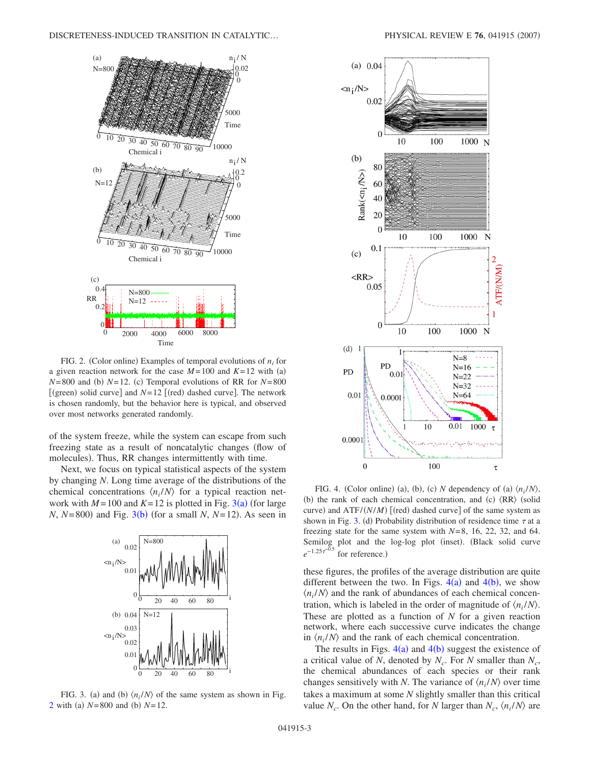FIG. 2. (Color online) Examples of temporal evolutions of $n_i$ for a given reaction network for the case $M=100$ and $K=12$ with (a) $N=800$ and (b) $N=12$. (c) Temporal evolutions of RR for $N=800$ [(green) solid curve] and $N=12$ [(red) dashed curve]. The network is chosen randomly, but the behavior here is typical, and observed over most networks generated randomly.

of the system freeze, while the system can escape from such freezing state as a result of noncatalytic changes (flow of molecules). Thus, RR changes intermittently with time.

Next, we focus on typical statistical aspects of the system by changing $N$. Long time average of the distributions of the chemical concentrations $\langle n_i/N \rangle$ for a typical reaction network with $M=100$ and $K=12$ is plotted in Fig. 3(a) (for large $N$, $N=800$) and Fig. 3(b) (for a small $N$, $N=12$). As seen in these figures, the profiles of the average distribution are quite different between the two. In Figs. 4(a) and 4(b), we show $\langle n_i/N \rangle$ and the rank of abundances of each chemical concentration, which is labeled in the order of magnitude of $\langle n_i/N \rangle$. These are plotted as a function of $N$ for a given reaction network, where each successive curve indicates the change in $\langle n_i/N \rangle$ and the rank of each chemical concentration.

FIG. 3. (a) and (b) $\langle n_i/N \rangle$ of the same system as shown in Fig. 2 with (a) $N=800$ and (b) $N=12$.

FIG. 4. (Color online) (a), (b), (c) $N$ dependency of (a) $\langle n_i/N \rangle$, (b) the rank of each chemical concentration, and (c) $\langle \mathrm{RR} \rangle$ (solid curve) and ATF/$(N/M)$ [(red) dashed curve] of the same system as shown in Fig. 3. (d) Probability distribution of residence time $\tau$ at a freezing state for the same system with $N=8$, 16, 22, 32, and 64. Semilog plot and the log-log plot (inset). (Black solid curve $e^{-1.25\tau^{0.5}}$ for reference.)

The results in Figs. 4(a) and 4(b) suggest the existence of a critical value of $N$, denoted by $N_c$. For $N$ smaller than $N_c$, the chemical abundances of each species or their rank changes sensitively with $N$. The variance of $\langle n_i/N \rangle$ over time takes a maximum at some $N$ slightly smaller than this critical value $N_c$. On the other hand, for $N$ larger than $N_c$, $\langle n_i/N \rangle$ are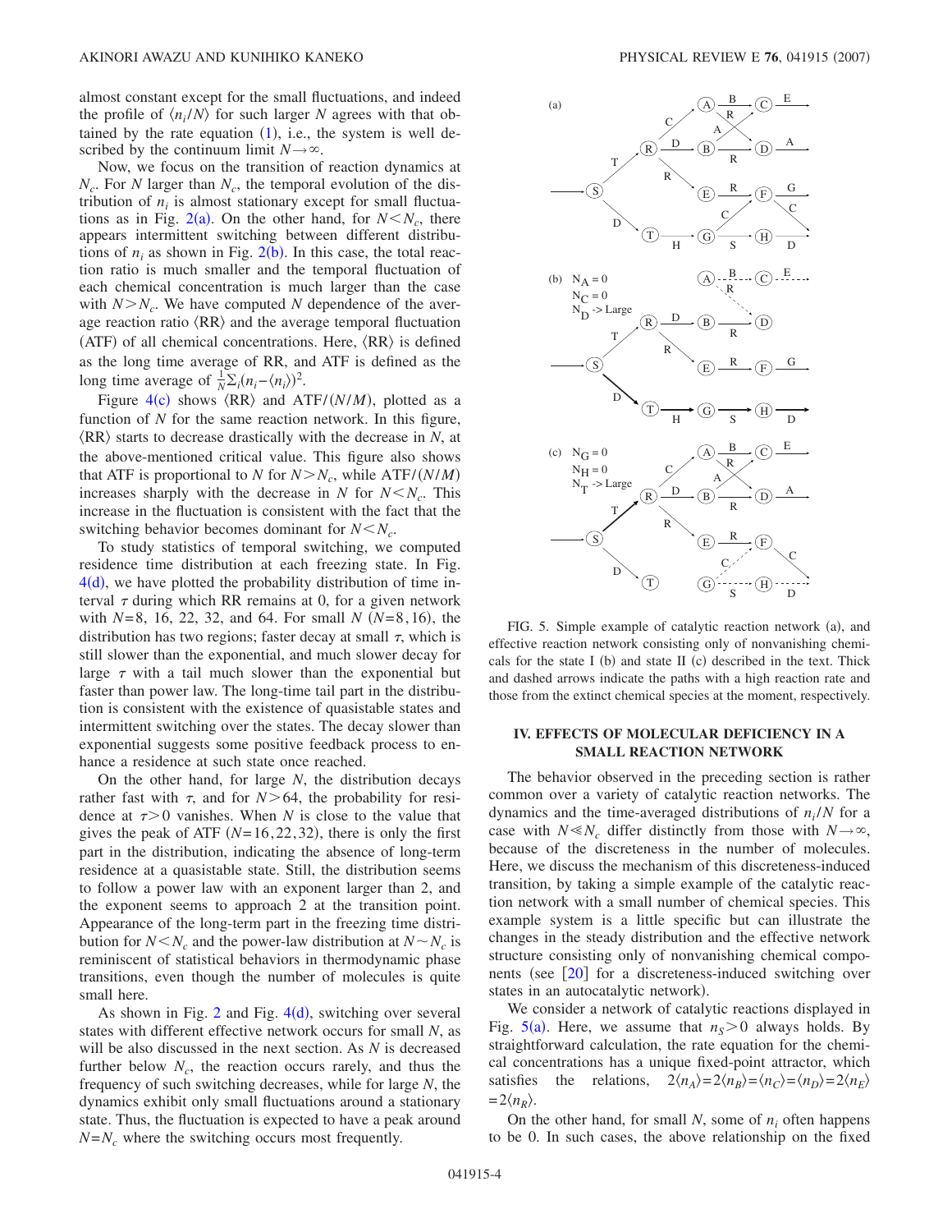almost constant except for the small fluctuations, and indeed the profile of $\langle n_i/N\rangle$ for such larger $N$ agrees with that obtained by the rate equation (1), i.e., the system is well described by the continuum limit $N\rightarrow\infty$.

Now, we focus on the transition of reaction dynamics at $N_c$. For $N$ larger than $N_c$, the temporal evolution of the distribution of $n_i$ is almost stationary except for small fluctuations as in Fig. 2(a). On the other hand, for $N<N_c$, there appears intermittent switching between different distributions of $n_i$ as shown in Fig. 2(b). In this case, the total reaction ratio is much smaller and the temporal fluctuation of each chemical concentration is much larger than the case with $N>N_c$. We have computed $N$ dependence of the average reaction ratio $\langle \text{RR}\rangle$ and the average temporal fluctuation (ATF) of all chemical concentrations. Here, $\langle \text{RR}\rangle$ is defined as the long time average of RR, and ATF is defined as the long time average of $\frac{1}{N}\Sigma_i(n_i-\langle n_i\rangle)^2$.

Figure 4(c) shows $\langle \text{RR}\rangle$ and ATF/$(N/M)$, plotted as a function of $N$ for the same reaction network. In this figure, $\langle \text{RR}\rangle$ starts to decrease drastically with the decrease in $N$, at the above-mentioned critical value. This figure also shows that ATF is proportional to $N$ for $N>N_c$, while ATF/$(N/M)$ increases sharply with the decrease in $N$ for $N<N_c$. This increase in the fluctuation is consistent with the fact that the switching behavior becomes dominant for $N<N_c$.

To study statistics of temporal switching, we computed residence time distribution at each freezing state. In Fig. 4(d), we have plotted the probability distribution of time interval $\tau$ during which RR remains at 0, for a given network with $N=8$, 16, 22, 32, and 64. For small $N$ $(N=8,16)$, the distribution has two regions; faster decay at small $\tau$, which is still slower than the exponential, and much slower decay for large $\tau$ with a tail much slower than the exponential but faster than power law. The long-time tail part in the distribution is consistent with the existence of quasistable states and intermittent switching over the states. The decay slower than exponential suggests some positive feedback process to enhance a residence at such state once reached.

On the other hand, for large $N$, the distribution decays rather fast with $\tau$, and for $N>64$, the probability for residence at $\tau>0$ vanishes. When $N$ is close to the value that gives the peak of ATF $(N=16,22,32)$, there is only the first part in the distribution, indicating the absence of long-term residence at a quasistable state. Still, the distribution seems to follow a power law with an exponent larger than 2, and the exponent seems to approach 2 at the transition point. Appearance of the long-term part in the freezing time distribution for $N<N_c$ and the power-law distribution at $N\sim N_c$ is reminiscent of statistical behaviors in thermodynamic phase transitions, even though the number of molecules is quite small here.

As shown in Fig. 2 and Fig. 4(d), switching over several states with different effective network occurs for small $N$, as will be also discussed in the next section. As $N$ is decreased further below $N_c$, the reaction occurs rarely, and thus the frequency of such switching decreases, while for large $N$, the dynamics exhibit only small fluctuations around a stationary state. Thus, the fluctuation is expected to have a peak around $N=N_c$ where the switching occurs most frequently.

FIG. 5. Simple example of catalytic reaction network (a), and effective reaction network consisting only of nonvanishing chemicals for the state I (b) and state II (c) described in the text. Thick and dashed arrows indicate the paths with a high reaction rate and those from the extinct chemical species at the moment, respectively.

## IV. EFFECTS OF MOLECULAR DEFICIENCY IN A SMALL REACTION NETWORK

The behavior observed in the preceding section is rather common over a variety of catalytic reaction networks. The dynamics and the time-averaged distributions of $n_i/N$ for a case with $N\ll N_c$ differ distinctly from those with $N\rightarrow\infty$, because of the discreteness in the number of molecules. Here, we discuss the mechanism of this discreteness-induced transition, by taking a simple example of the catalytic reaction network with a small number of chemical species. This example system is a little specific but can illustrate the changes in the steady distribution and the effective network structure consisting only of nonvanishing chemical components (see [20] for a discreteness-induced switching over states in an autocatalytic network).

We consider a network of catalytic reactions displayed in Fig. 5(a). Here, we assume that $n_S>0$ always holds. By straightforward calculation, the rate equation for the chemical concentrations has a unique fixed-point attractor, which satisfies the relations, $2\langle n_A\rangle=2\langle n_B\rangle=\langle n_C\rangle=\langle n_D\rangle=2\langle n_E\rangle=2\langle n_R\rangle$.

On the other hand, for small $N$, some of $n_i$ often happens to be 0. In such cases, the above relationship on the fixed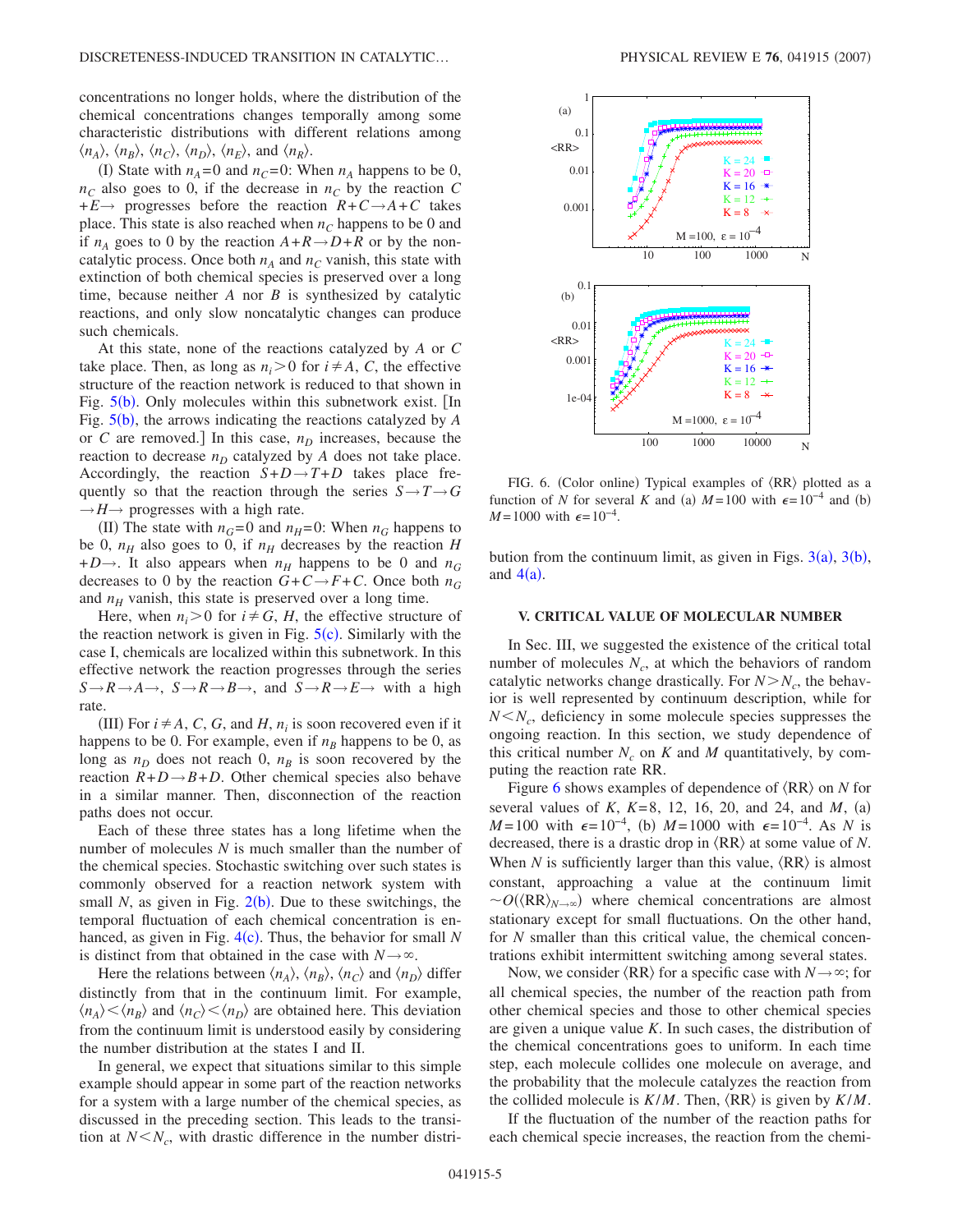concentrations no longer holds, where the distribution of the chemical concentrations changes temporally among some characteristic distributions with different relations among $\langle n_A \rangle$, $\langle n_B \rangle$, $\langle n_C \rangle$, $\langle n_D \rangle$, $\langle n_E \rangle$, and $\langle n_R \rangle$.

(I) State with $n_A=0$ and $n_C=0$: When $n_A$ happens to be 0, $n_C$ also goes to 0, if the decrease in $n_C$ by the reaction $C+E\rightarrow$ progresses before the reaction $R+C\rightarrow A+C$ takes place. This state is also reached when $n_C$ happens to be 0 and if $n_A$ goes to 0 by the reaction $A+R\rightarrow D+R$ or by the noncatalytic process. Once both $n_A$ and $n_C$ vanish, this state with extinction of both chemical species is preserved over a long time, because neither $A$ nor $B$ is synthesized by catalytic reactions, and only slow noncatalytic changes can produce such chemicals.

At this state, none of the reactions catalyzed by $A$ or $C$ take place. Then, as long as $n_i>0$ for $i\neq A$, $C$, the effective structure of the reaction network is reduced to that shown in Fig. 5(b). Only molecules within this subnetwork exist. [In Fig. 5(b), the arrows indicating the reactions catalyzed by $A$ or $C$ are removed.] In this case, $n_D$ increases, because the reaction to decrease $n_D$ catalyzed by $A$ does not take place. Accordingly, the reaction $S+D\rightarrow T+D$ takes place frequently so that the reaction through the series $S\rightarrow T\rightarrow G\rightarrow H\rightarrow$ progresses with a high rate.

(II) The state with $n_G=0$ and $n_H=0$: When $n_G$ happens to be 0, $n_H$ also goes to 0, if $n_H$ decreases by the reaction $H+D\rightarrow$. It also appears when $n_H$ happens to be 0 and $n_G$ decreases to 0 by the reaction $G+C\rightarrow F+C$. Once both $n_G$ and $n_H$ vanish, this state is preserved over a long time.

Here, when $n_i>0$ for $i\neq G$, $H$, the effective structure of the reaction network is given in Fig. 5(c). Similarly with the case I, chemicals are localized within this subnetwork. In this effective network the reaction progresses through the series $S\rightarrow R\rightarrow A\rightarrow$, $S\rightarrow R\rightarrow B\rightarrow$, and $S\rightarrow R\rightarrow E\rightarrow$ with a high rate.

(III) For $i\neq A$, $C$, $G$, and $H$, $n_i$ is soon recovered even if it happens to be 0. For example, even if $n_B$ happens to be 0, as long as $n_D$ does not reach 0, $n_B$ is soon recovered by the reaction $R+D\rightarrow B+D$. Other chemical species also behave in a similar manner. Then, disconnection of the reaction paths does not occur.

Each of these three states has a long lifetime when the number of molecules $N$ is much smaller than the number of the chemical species. Stochastic switching over such states is commonly observed for a reaction network system with small $N$, as given in Fig. 2(b). Due to these switchings, the temporal fluctuation of each chemical concentration is enhanced, as given in Fig. 4(c). Thus, the behavior for small $N$ is distinct from that obtained in the case with $N\rightarrow\infty$.

Here the relations between $\langle n_A \rangle$, $\langle n_B \rangle$, $\langle n_C \rangle$ and $\langle n_D \rangle$ differ distinctly from that in the continuum limit. For example, $\langle n_A \rangle < \langle n_B \rangle$ and $\langle n_C \rangle < \langle n_D \rangle$ are obtained here. This deviation from the continuum limit is understood easily by considering the number distribution at the states I and II.

In general, we expect that situations similar to this simple example should appear in some part of the reaction networks for a system with a large number of the chemical species, as discussed in the preceding section. This leads to the transition at $N<N_c$, with drastic difference in the number distribution from the continuum limit, as given in Figs. 3(a), 3(b), and 4(a).

FIG. 6. (Color online) Typical examples of $\langle \mathrm{RR} \rangle$ plotted as a function of $N$ for several $K$ and (a) $M=100$ with $\epsilon=10^{-4}$ and (b) $M=1000$ with $\epsilon=10^{-4}$.

## V. CRITICAL VALUE OF MOLECULAR NUMBER

In Sec. III, we suggested the existence of the critical total number of molecules $N_c$, at which the behaviors of random catalytic networks change drastically. For $N>N_c$, the behavior is well represented by continuum description, while for $N<N_c$, deficiency in some molecule species suppresses the ongoing reaction. In this section, we study dependence of this critical number $N_c$ on $K$ and $M$ quantitatively, by computing the reaction rate RR.

Figure 6 shows examples of dependence of $\langle \mathrm{RR} \rangle$ on $N$ for several values of $K$, $K=8$, 12, 16, 20, and 24, and $M$, (a) $M=100$ with $\epsilon=10^{-4}$, (b) $M=1000$ with $\epsilon=10^{-4}$. As $N$ is decreased, there is a drastic drop in $\langle \mathrm{RR} \rangle$ at some value of $N$. When $N$ is sufficiently larger than this value, $\langle \mathrm{RR} \rangle$ is almost constant, approaching a value at the continuum limit $\sim O(\langle \mathrm{RR} \rangle_{N\rightarrow\infty})$ where chemical concentrations are almost stationary except for small fluctuations. On the other hand, for $N$ smaller than this critical value, the chemical concentrations exhibit intermittent switching among several states.

Now, we consider $\langle \mathrm{RR} \rangle$ for a specific case with $N\rightarrow\infty$; for all chemical species, the number of the reaction path from other chemical species and those to other chemical species are given a unique value $K$. In such cases, the distribution of the chemical concentrations goes to uniform. In each time step, each molecule collides one molecule on average, and the probability that the molecule catalyzes the reaction from the collided molecule is $K/M$. Then, $\langle \mathrm{RR} \rangle$ is given by $K/M$.

If the fluctuation of the number of the reaction paths for each chemical specie increases, the reaction from the chemi-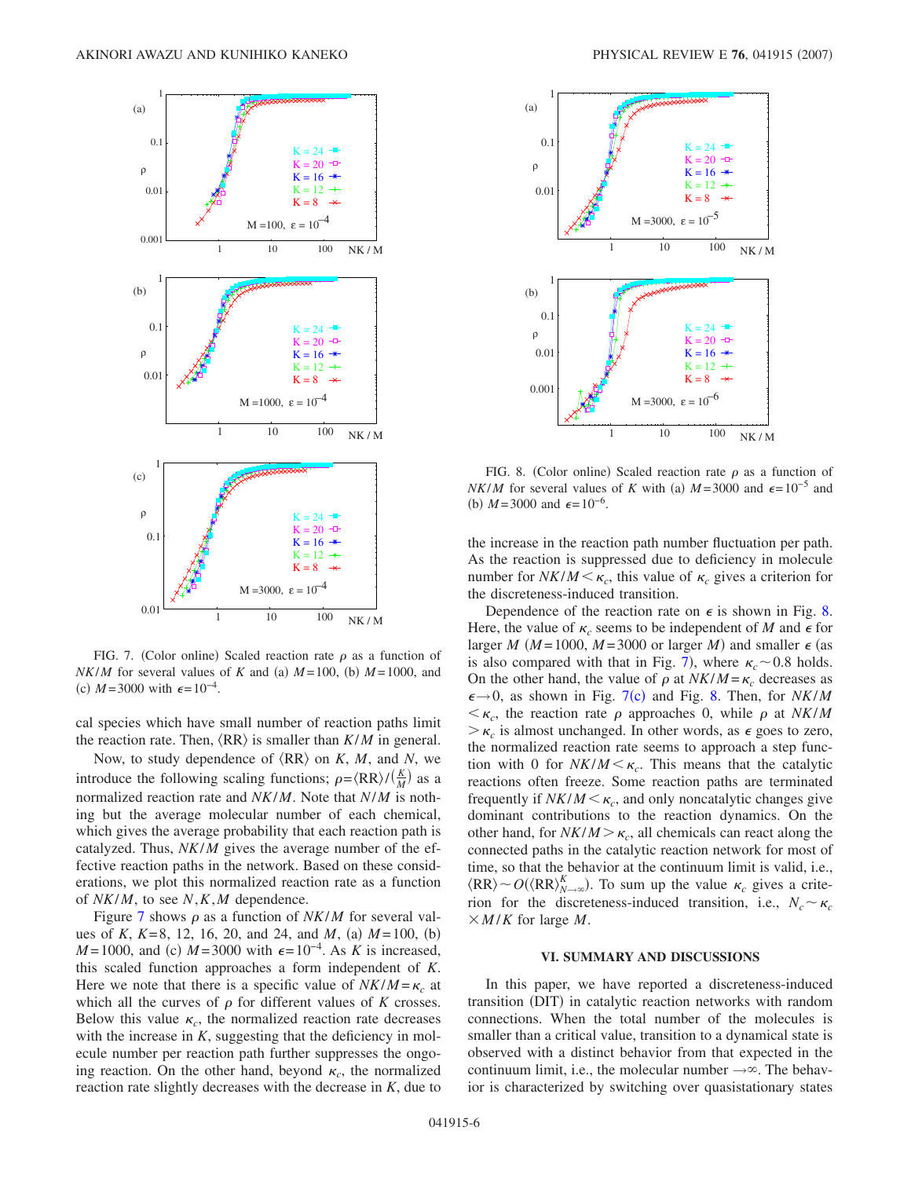FIG. 7. (Color online) Scaled reaction rate $\rho$ as a function of $NK/M$ for several values of $K$ and (a) $M=100$, (b) $M=1000$, and (c) $M=3000$ with $\epsilon=10^{-4}$.

cal species which have small number of reaction paths limit the reaction rate. Then, $\langle \mathrm{RR} \rangle$ is smaller than $K/M$ in general.

Now, to study dependence of $\langle \mathrm{RR} \rangle$ on $K$, $M$, and $N$, we introduce the following scaling functions; $\rho = \langle \mathrm{RR} \rangle / (\frac{K}{M})$ as a normalized reaction rate and $NK/M$. Note that $N/M$ is nothing but the average molecular number of each chemical, which gives the average probability that each reaction path is catalyzed. Thus, $NK/M$ gives the average number of the effective reaction paths in the network. Based on these considerations, we plot this normalized reaction rate as a function of $NK/M$, to see $N,K,M$ dependence.

Figure 7 shows $\rho$ as a function of $NK/M$ for several values of $K$, $K=8$, 12, 16, 20, and 24, and $M$, (a) $M=100$, (b) $M=1000$, and (c) $M=3000$ with $\epsilon=10^{-4}$. As $K$ is increased, this scaled function approaches a form independent of $K$. Here we note that there is a specific value of $NK/M=\kappa_c$ at which all the curves of $\rho$ for different values of $K$ crosses. Below this value $\kappa_c$, the normalized reaction rate decreases with the increase in $K$, suggesting that the deficiency in molecule number per reaction path further suppresses the ongoing reaction. On the other hand, beyond $\kappa_c$, the normalized reaction rate slightly decreases with the decrease in $K$, due to the increase in the reaction path number fluctuation per path. As the reaction is suppressed due to deficiency in molecule number for $NK/M < \kappa_c$, this value of $\kappa_c$ gives a criterion for the discreteness-induced transition.

FIG. 8. (Color online) Scaled reaction rate $\rho$ as a function of $NK/M$ for several values of $K$ with (a) $M=3000$ and $\epsilon=10^{-5}$ and (b) $M=3000$ and $\epsilon=10^{-6}$.

Dependence of the reaction rate on $\epsilon$ is shown in Fig. 8. Here, the value of $\kappa_c$ seems to be independent of $M$ and $\epsilon$ for larger $M$ ($M=1000$, $M=3000$ or larger $M$) and smaller $\epsilon$ (as is also compared with that in Fig. 7), where $\kappa_c \sim 0.8$ holds. On the other hand, the value of $\rho$ at $NK/M=\kappa_c$ decreases as $\epsilon \to 0$, as shown in Fig. 7(c) and Fig. 8. Then, for $NK/M < \kappa_c$, the reaction rate $\rho$ approaches 0, while $\rho$ at $NK/M > \kappa_c$ is almost unchanged. In other words, as $\epsilon$ goes to zero, the normalized reaction rate seems to approach a step function with 0 for $NK/M < \kappa_c$. This means that the catalytic reactions often freeze. Some reaction paths are terminated frequently if $NK/M < \kappa_c$, and only noncatalytic changes give dominant contributions to the reaction dynamics. On the other hand, for $NK/M > \kappa_c$, all chemicals can react along the connected paths in the catalytic reaction network for most of time, so that the behavior at the continuum limit is valid, i.e., $\langle \mathrm{RR} \rangle \sim O(\langle \mathrm{RR} \rangle^K_{N\to\infty})$. To sum up the value $\kappa_c$ gives a criterion for the discreteness-induced transition, i.e., $N_c \sim \kappa_c \times M/K$ for large $M$.

## VI. SUMMARY AND DISCUSSIONS

In this paper, we have reported a discreteness-induced transition (DIT) in catalytic reaction networks with random connections. When the total number of the molecules is smaller than a critical value, transition to a dynamical state is observed with a distinct behavior from that expected in the continuum limit, i.e., the molecular number $\to \infty$. The behavior is characterized by switching over quasistationary states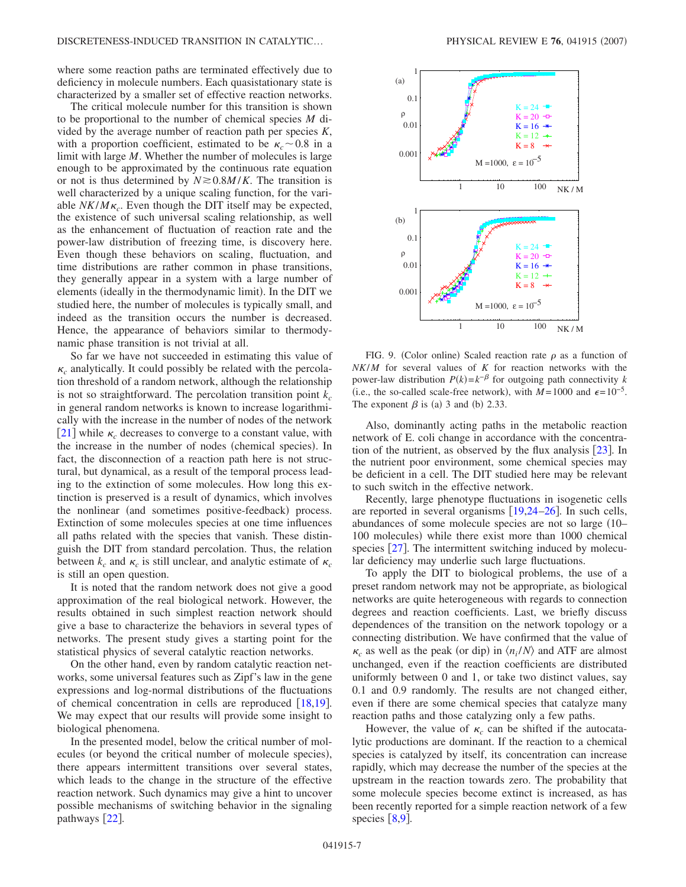where some reaction paths are terminated effectively due to deficiency in molecule numbers. Each quasistationary state is characterized by a smaller set of effective reaction networks.

The critical molecule number for this transition is shown to be proportional to the number of chemical species $M$ divided by the average number of reaction path per species $K$, with a proportion coefficient, estimated to be $\kappa_c \sim 0.8$ in a limit with large $M$. Whether the number of molecules is large enough to be approximated by the continuous rate equation or not is thus determined by $N \gtrsim 0.8M/K$. The transition is well characterized by a unique scaling function, for the variable $NK/M\kappa_c$. Even though the DIT itself may be expected, the existence of such universal scaling relationship, as well as the enhancement of fluctuation of reaction rate and the power-law distribution of freezing time, is discovery here. Even though these behaviors on scaling, fluctuation, and time distributions are rather common in phase transitions, they generally appear in a system with a large number of elements (ideally in the thermodynamic limit). In the DIT we studied here, the number of molecules is typically small, and indeed as the transition occurs the number is decreased. Hence, the appearance of behaviors similar to thermodynamic phase transition is not trivial at all.

So far we have not succeeded in estimating this value of $\kappa_c$ analytically. It could possibly be related with the percolation threshold of a random network, although the relationship is not so straightforward. The percolation transition point $k_c$ in general random networks is known to increase logarithmically with the increase in the number of nodes of the network [21] while $\kappa_c$ decreases to converge to a constant value, with the increase in the number of nodes (chemical species). In fact, the disconnection of a reaction path here is not structural, but dynamical, as a result of the temporal process leading to the extinction of some molecules. How long this extinction is preserved is a result of dynamics, which involves the nonlinear (and sometimes positive-feedback) process. Extinction of some molecules species at one time influences all paths related with the species that vanish. These distinguish the DIT from standard percolation. Thus, the relation between $k_c$ and $\kappa_c$ is still unclear, and analytic estimate of $\kappa_c$ is still an open question.

It is noted that the random network does not give a good approximation of the real biological network. However, the results obtained in such simplest reaction network should give a base to characterize the behaviors in several types of networks. The present study gives a starting point for the statistical physics of several catalytic reaction networks.

On the other hand, even by random catalytic reaction networks, some universal features such as Zipf's law in the gene expressions and log-normal distributions of the fluctuations of chemical concentration in cells are reproduced [18,19]. We may expect that our results will provide some insight to biological phenomena.

In the presented model, below the critical number of molecules (or beyond the critical number of molecule species), there appears intermittent transitions over several states, which leads to the change in the structure of the effective reaction network. Such dynamics may give a hint to uncover possible mechanisms of switching behavior in the signaling pathways [22].

FIG. 9. (Color online) Scaled reaction rate $\rho$ as a function of $NK/M$ for several values of $K$ for reaction networks with the power-law distribution $P(k)=k^{-\beta}$ for outgoing path connectivity $k$ (i.e., the so-called scale-free network), with $M=1000$ and $\epsilon=10^{-5}$. The exponent $\beta$ is (a) 3 and (b) 2.33.

Also, dominantly acting paths in the metabolic reaction network of E. coli change in accordance with the concentration of the nutrient, as observed by the flux analysis [23]. In the nutrient poor environment, some chemical species may be deficient in a cell. The DIT studied here may be relevant to such switch in the effective network.

Recently, large phenotype fluctuations in isogenetic cells are reported in several organisms [19,24–26]. In such cells, abundances of some molecule species are not so large (10–100 molecules) while there exist more than 1000 chemical species [27]. The intermittent switching induced by molecular deficiency may underlie such large fluctuations.

To apply the DIT to biological problems, the use of a preset random network may not be appropriate, as biological networks are quite heterogeneous with regards to connection degrees and reaction coefficients. Last, we briefly discuss dependences of the transition on the network topology or a connecting distribution. We have confirmed that the value of $\kappa_c$ as well as the peak (or dip) in $\langle n_i/N \rangle$ and ATF are almost unchanged, even if the reaction coefficients are distributed uniformly between 0 and 1, or take two distinct values, say 0.1 and 0.9 randomly. The results are not changed either, even if there are some chemical species that catalyze many reaction paths and those catalyzing only a few paths.

However, the value of $\kappa_c$ can be shifted if the autocatalytic productions are dominant. If the reaction to a chemical species is catalyzed by itself, its concentration can increase rapidly, which may decrease the number of the species at the upstream in the reaction towards zero. The probability that some molecule species become extinct is increased, as has been recently reported for a simple reaction network of a few species [8,9].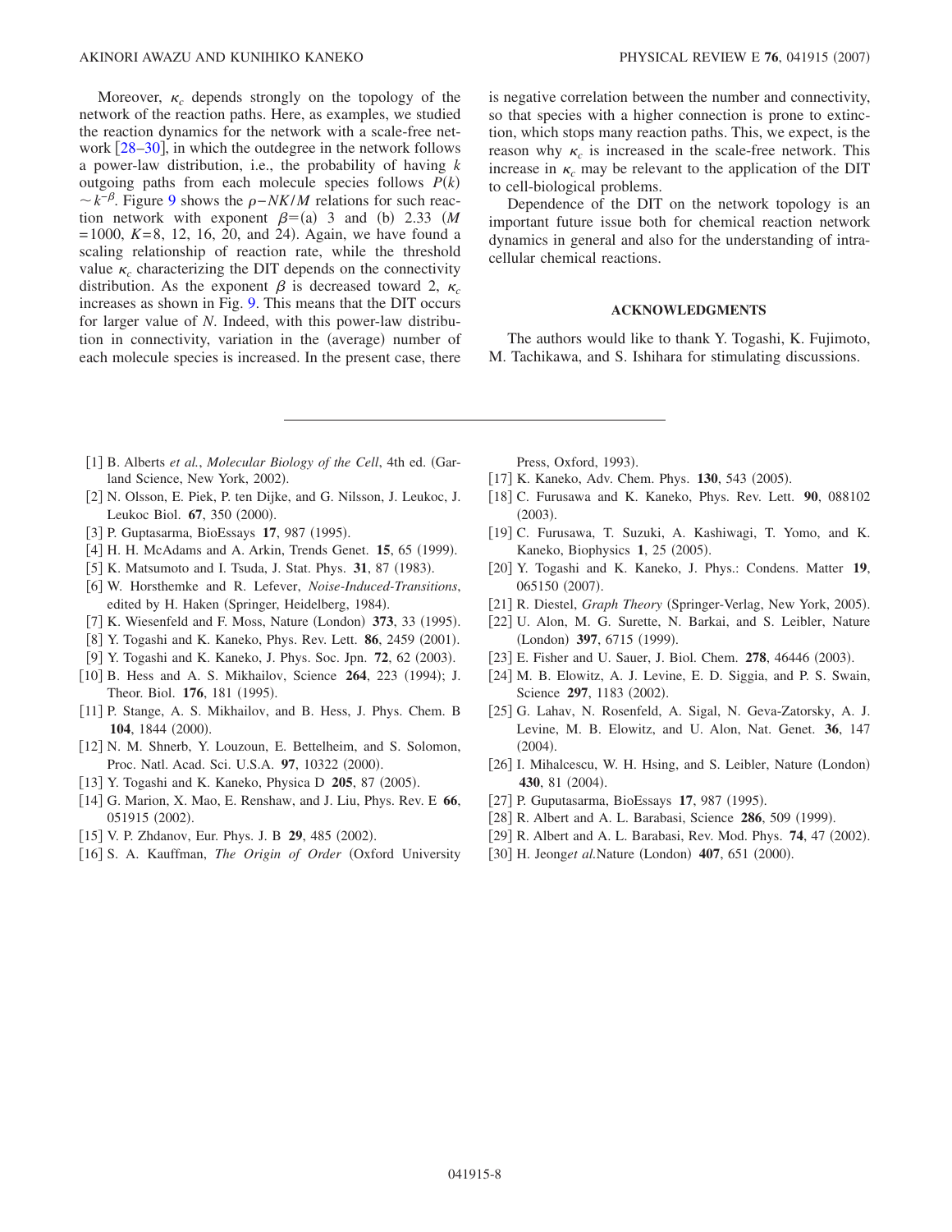Moreover, $\kappa_c$ depends strongly on the topology of the network of the reaction paths. Here, as examples, we studied the reaction dynamics for the network with a scale-free network [28–30], in which the outdegree in the network follows a power-law distribution, i.e., the probability of having $k$ outgoing paths from each molecule species follows $P(k) \sim k^{-\beta}$. Figure 9 shows the $\rho - NK/M$ relations for such reaction network with exponent $\beta$=(a) 3 and (b) 2.33 ($M$ =1000, $K$=8, 12, 16, 20, and 24). Again, we have found a scaling relationship of reaction rate, while the threshold value $\kappa_c$ characterizing the DIT depends on the connectivity distribution. As the exponent $\beta$ is decreased toward 2, $\kappa_c$ increases as shown in Fig. 9. This means that the DIT occurs for larger value of $N$. Indeed, with this power-law distribution in connectivity, variation in the (average) number of each molecule species is increased. In the present case, there is negative correlation between the number and connectivity, so that species with a higher connection is prone to extinction, which stops many reaction paths. This, we expect, is the reason why $\kappa_c$ is increased in the scale-free network. This increase in $\kappa_c$ may be relevant to the application of the DIT to cell-biological problems.

Dependence of the DIT on the network topology is an important future issue both for chemical reaction network dynamics in general and also for the understanding of intracellular chemical reactions.

## ACKNOWLEDGMENTS

The authors would like to thank Y. Togashi, K. Fujimoto, M. Tachikawa, and S. Ishihara for stimulating discussions.

---

[1] B. Alberts *et al.*, *Molecular Biology of the Cell*, 4th ed. (Garland Science, New York, 2002).

[2] N. Olsson, E. Piek, P. ten Dijke, and G. Nilsson, J. Leukoc, J. Leukoc Biol. **67**, 350 (2000).

[3] P. Guptasarma, BioEssays **17**, 987 (1995).

[4] H. H. McAdams and A. Arkin, Trends Genet. **15**, 65 (1999).

[5] K. Matsumoto and I. Tsuda, J. Stat. Phys. **31**, 87 (1983).

[6] W. Horsthemke and R. Lefever, *Noise-Induced-Transitions*, edited by H. Haken (Springer, Heidelberg, 1984).

[7] K. Wiesenfeld and F. Moss, Nature (London) **373**, 33 (1995).

[8] Y. Togashi and K. Kaneko, Phys. Rev. Lett. **86**, 2459 (2001).

[9] Y. Togashi and K. Kaneko, J. Phys. Soc. Jpn. **72**, 62 (2003).

[10] B. Hess and A. S. Mikhailov, Science **264**, 223 (1994); J. Theor. Biol. **176**, 181 (1995).

[11] P. Stange, A. S. Mikhailov, and B. Hess, J. Phys. Chem. B **104**, 1844 (2000).

[12] N. M. Shnerb, Y. Louzoun, E. Bettelheim, and S. Solomon, Proc. Natl. Acad. Sci. U.S.A. **97**, 10322 (2000).

[13] Y. Togashi and K. Kaneko, Physica D **205**, 87 (2005).

[14] G. Marion, X. Mao, E. Renshaw, and J. Liu, Phys. Rev. E **66**, 051915 (2002).

[15] V. P. Zhdanov, Eur. Phys. J. B **29**, 485 (2002).

[16] S. A. Kauffman, *The Origin of Order* (Oxford University Press, Oxford, 1993).

[17] K. Kaneko, Adv. Chem. Phys. **130**, 543 (2005).

[18] C. Furusawa and K. Kaneko, Phys. Rev. Lett. **90**, 088102 (2003).

[19] C. Furusawa, T. Suzuki, A. Kashiwagi, T. Yomo, and K. Kaneko, Biophysics **1**, 25 (2005).

[20] Y. Togashi and K. Kaneko, J. Phys.: Condens. Matter **19**, 065150 (2007).

[21] R. Diestel, *Graph Theory* (Springer-Verlag, New York, 2005).

[22] U. Alon, M. G. Surette, N. Barkai, and S. Leibler, Nature (London) **397**, 6715 (1999).

[23] E. Fisher and U. Sauer, J. Biol. Chem. **278**, 46446 (2003).

[24] M. B. Elowitz, A. J. Levine, E. D. Siggia, and P. S. Swain, Science **297**, 1183 (2002).

[25] G. Lahav, N. Rosenfeld, A. Sigal, N. Geva-Zatorsky, A. J. Levine, M. B. Elowitz, and U. Alon, Nat. Genet. **36**, 147 (2004).

[26] I. Mihalcescu, W. H. Hsing, and S. Leibler, Nature (London) **430**, 81 (2004).

[27] P. Guputasarma, BioEssays **17**, 987 (1995).

[28] R. Albert and A. L. Barabasi, Science **286**, 509 (1999).

[29] R. Albert and A. L. Barabasi, Rev. Mod. Phys. **74**, 47 (2002).

[30] H. Jeong*et al.*Nature (London) **407**, 651 (2000).